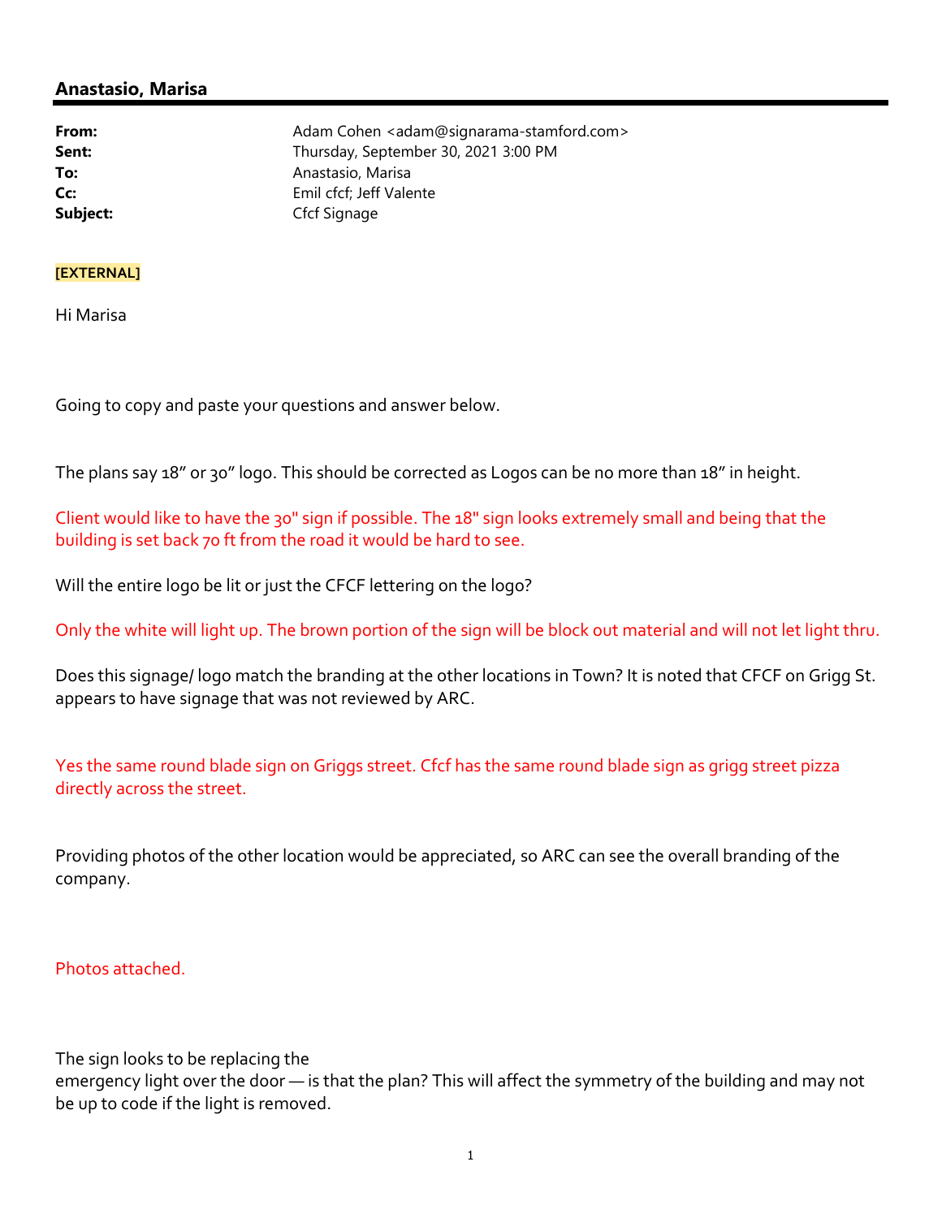## Anastasio, Marisa

**From:** Adam Cohen <adam@signarama-stamford.com>
**Sent:** Thursday, September 30, 2021 3:00 PM
**To:** Anastasio, Marisa
**Cc:** Emil cfcf; Jeff Valente
**Subject:** Cfcf Signage

**[EXTERNAL]**

Hi Marisa

Going to copy and paste your questions and answer below.

The plans say 18" or 30" logo. This should be corrected as Logos can be no more than 18" in height.

Client would like to have the 30" sign if possible. The 18" sign looks extremely small and being that the building is set back 70 ft from the road it would be hard to see.

Will the entire logo be lit or just the CFCF lettering on the logo?

Only the white will light up. The brown portion of the sign will be block out material and will not let light thru.

Does this signage/ logo match the branding at the other locations in Town? It is noted that CFCF on Grigg St. appears to have signage that was not reviewed by ARC.

Yes the same round blade sign on Griggs street. Cfcf has the same round blade sign as grigg street pizza directly across the street.

Providing photos of the other location would be appreciated, so ARC can see the overall branding of the company.

Photos attached.

The sign looks to be replacing the
emergency light over the door — is that the plan? This will affect the symmetry of the building and may not be up to code if the light is removed.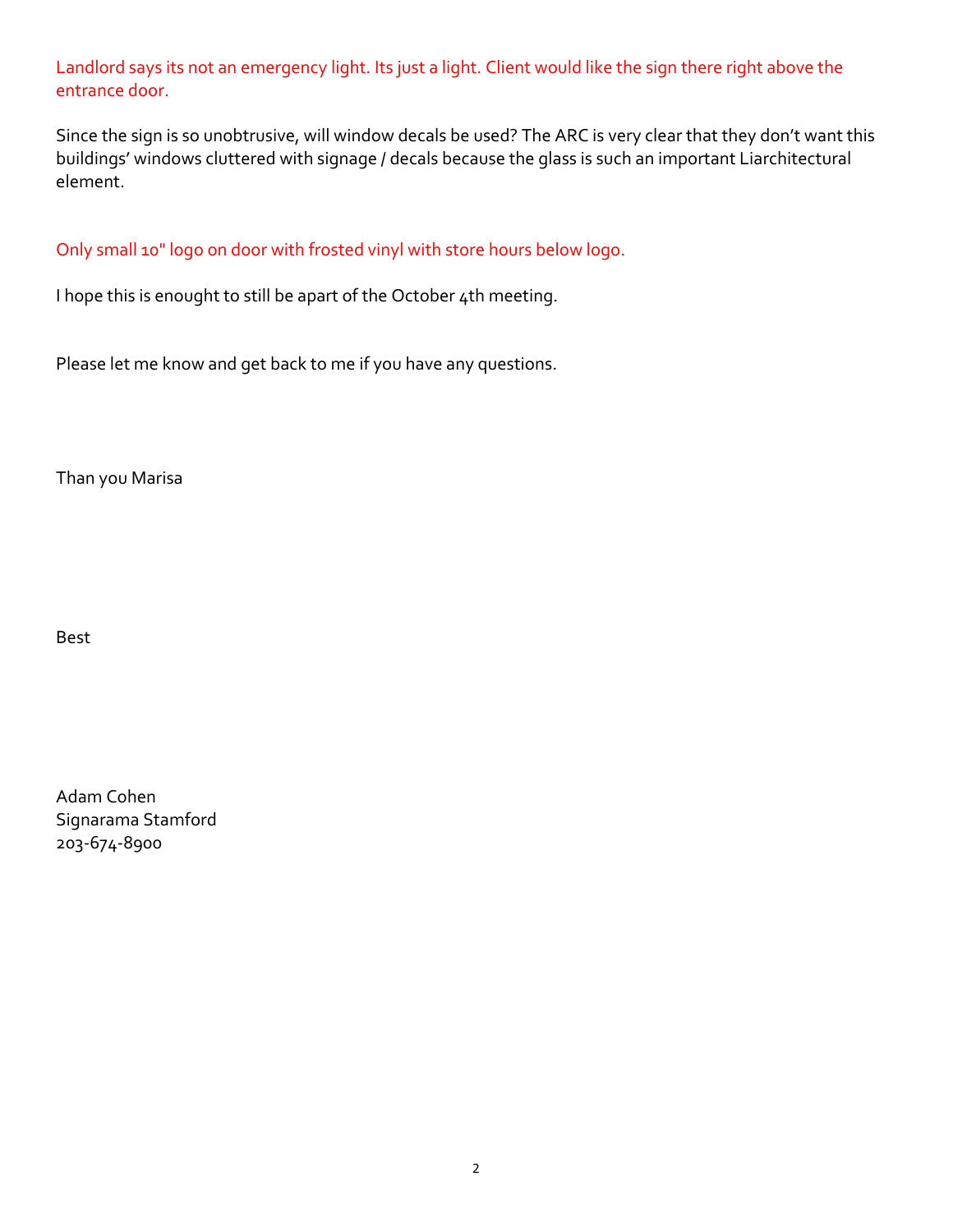Landlord says its not an emergency light. Its just a light. Client would like the sign there right above the entrance door.

Since the sign is so unobtrusive, will window decals be used? The ARC is very clear that they don't want this buildings' windows cluttered with signage / decals because the glass is such an important Liarchitectural element.

Only small 10" logo on door with frosted vinyl with store hours below logo.

I hope this is enought to still be apart of the October 4th meeting.

Please let me know and get back to me if you have any questions.

Than you Marisa

Best

Adam Cohen
Signarama Stamford
203-674-8900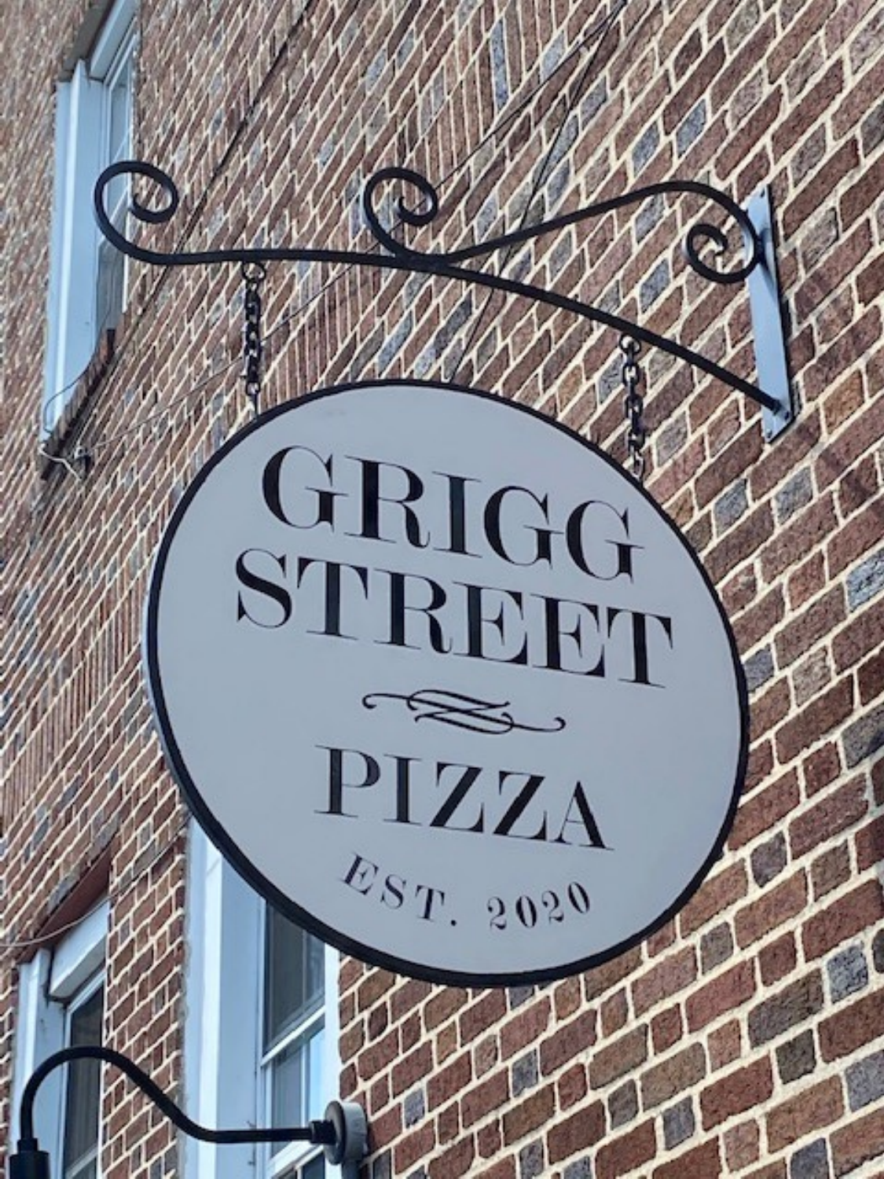GRIGG STREET

PIZZA

EST. 2020